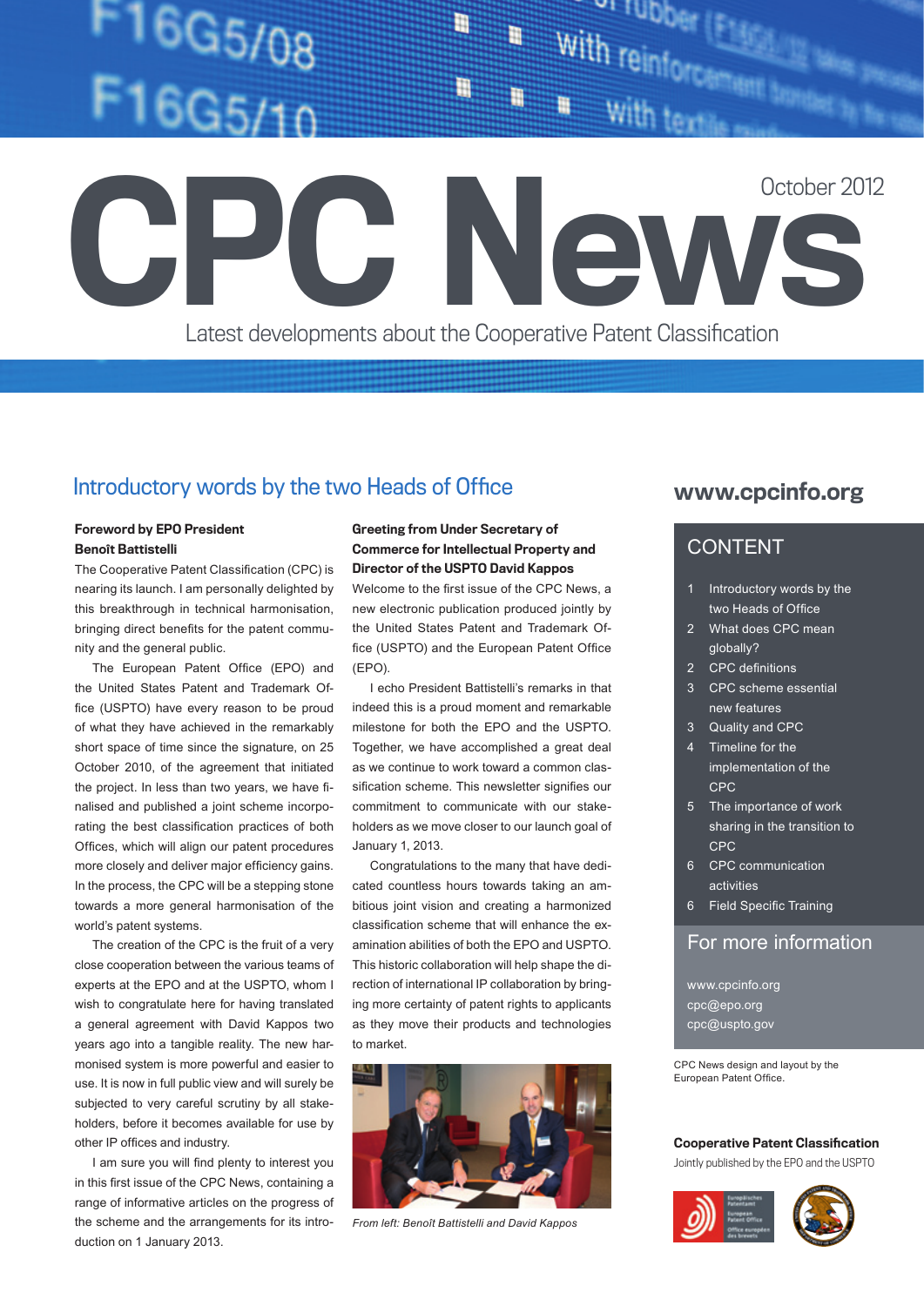# CPC News

October 2012

Latest developments about the Cooperative Patent Classification

## Introductory words by the two Heads of Office

**Foreword by EPO President Benoît Battistelli**

The Cooperative Patent Classification (CPC) is nearing its launch. I am personally delighted by this breakthrough in technical harmonisation, bringing direct benefits for the patent community and the general public.

The European Patent Office (EPO) and the United States Patent and Trademark Office (USPTO) have every reason to be proud of what they have achieved in the remarkably short space of time since the signature, on 25 October 2010, of the agreement that initiated the project. In less than two years, we have finalised and published a joint scheme incorporating the best classification practices of both Offices, which will align our patent procedures more closely and deliver major efficiency gains. In the process, the CPC will be a stepping stone towards a more general harmonisation of the world's patent systems.

The creation of the CPC is the fruit of a very close cooperation between the various teams of experts at the EPO and at the USPTO, whom I wish to congratulate here for having translated a general agreement with David Kappos two years ago into a tangible reality. The new harmonised system is more powerful and easier to use. It is now in full public view and will surely be subjected to very careful scrutiny by all stakeholders, before it becomes available for use by other IP offices and industry.

I am sure you will find plenty to interest you in this first issue of the CPC News, containing a range of informative articles on the progress of the scheme and the arrangements for its introduction on 1 January 2013.

**Greeting from Under Secretary of Commerce for Intellectual Property and Director of the USPTO David Kappos**

Welcome to the first issue of the CPC News, a new electronic publication produced jointly by the United States Patent and Trademark Office (USPTO) and the European Patent Office (EPO).

I echo President Battistelli's remarks in that indeed this is a proud moment and remarkable milestone for both the EPO and the USPTO. Together, we have accomplished a great deal as we continue to work toward a common classification scheme. This newsletter signifies our commitment to communicate with our stakeholders as we move closer to our launch goal of January 1, 2013.

Congratulations to the many that have dedicated countless hours towards taking an ambitious joint vision and creating a harmonized classification scheme that will enhance the examination abilities of both the EPO and USPTO. This historic collaboration will help shape the direction of international IP collaboration by bringing more certainty of patent rights to applicants as they move their products and technologies to market.

*From left: Benoît Battistelli and David Kappos*

## www.cpcinfo.org

### CONTENT

1 Introductory words by the two Heads of Office
2 What does CPC mean globally?
2 CPC definitions
3 CPC scheme essential new features
3 Quality and CPC
4 Timeline for the implementation of the CPC
5 The importance of work sharing in the transition to CPC
6 CPC communication activities
6 Field Specific Training

### For more information

www.cpcinfo.org
cpc@epo.org
cpc@uspto.gov

CPC News design and layout by the European Patent Office.

**Cooperative Patent Classification**
Jointly published by the EPO and the USPTO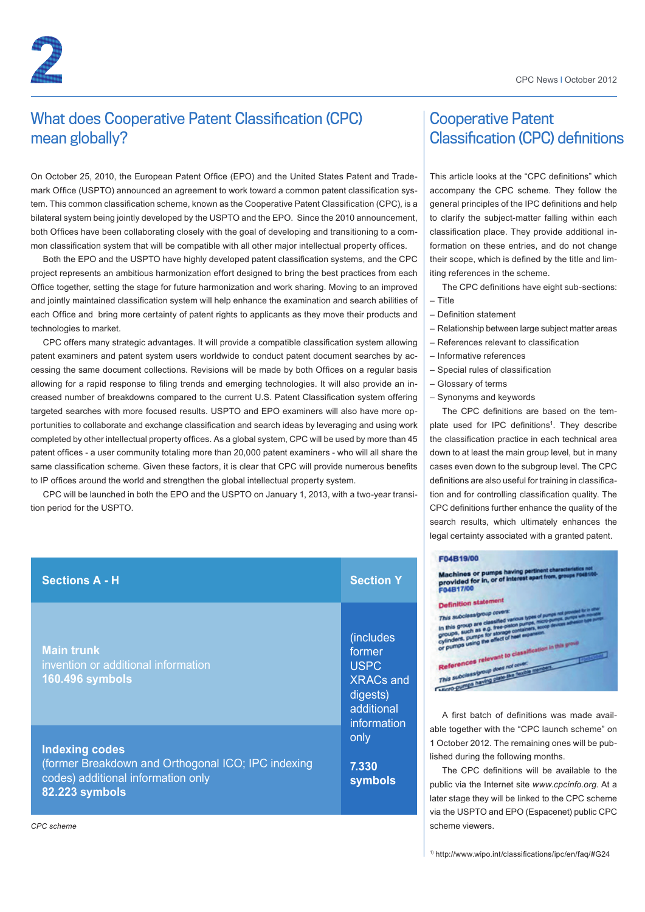## What does Cooperative Patent Classification (CPC) mean globally?

On October 25, 2010, the European Patent Office (EPO) and the United States Patent and Trademark Office (USPTO) announced an agreement to work toward a common patent classification system. This common classification scheme, known as the Cooperative Patent Classification (CPC), is a bilateral system being jointly developed by the USPTO and the EPO. Since the 2010 announcement, both Offices have been collaborating closely with the goal of developing and transitioning to a common classification system that will be compatible with all other major intellectual property offices.

Both the EPO and the USPTO have highly developed patent classification systems, and the CPC project represents an ambitious harmonization effort designed to bring the best practices from each Office together, setting the stage for future harmonization and work sharing. Moving to an improved and jointly maintained classification system will help enhance the examination and search abilities of each Office and bring more certainty of patent rights to applicants as they move their products and technologies to market.

CPC offers many strategic advantages. It will provide a compatible classification system allowing patent examiners and patent system users worldwide to conduct patent document searches by accessing the same document collections. Revisions will be made by both Offices on a regular basis allowing for a rapid response to filing trends and emerging technologies. It will also provide an increased number of breakdowns compared to the current U.S. Patent Classification system offering targeted searches with more focused results. USPTO and EPO examiners will also have more opportunities to collaborate and exchange classification and search ideas by leveraging and using work completed by other intellectual property offices. As a global system, CPC will be used by more than 45 patent offices - a user community totaling more than 20,000 patent examiners - who will all share the same classification scheme. Given these factors, it is clear that CPC will provide numerous benefits to IP offices around the world and strengthen the global intellectual property system.

CPC will be launched in both the EPO and the USPTO on January 1, 2013, with a two-year transition period for the USPTO.

| Sections A - H | Section Y |
|---|---|
| **Main trunk**<br>invention or additional information<br>**160.496 symbols** | (includes former USPC XRACs and digests) additional information only<br><br>**7.330 symbols** |
| **Indexing codes**<br>(former Breakdown and Orthogonal ICO; IPC indexing codes) additional information only<br>**82.223 symbols** | |

*CPC scheme*

## Cooperative Patent Classification (CPC) definitions

This article looks at the "CPC definitions" which accompany the CPC scheme. They follow the general principles of the IPC definitions and help to clarify the subject-matter falling within each classification place. They provide additional information on these entries, and do not change their scope, which is defined by the title and limiting references in the scheme.

The CPC definitions have eight sub-sections:

- Title
- Definition statement
- Relationship between large subject matter areas
- References relevant to classification
- Informative references
- Special rules of classification
- Glossary of terms
- Synonyms and keywords

The CPC definitions are based on the template used for IPC definitions[1]. They describe the classification practice in each technical area down to at least the main group level, but in many cases even down to the subgroup level. The CPC definitions are also useful for training in classification and for controlling classification quality. The CPC definitions further enhance the quality of the search results, which ultimately enhances the legal certainty associated with a granted patent.

A first batch of definitions was made available together with the "CPC launch scheme" on 1 October 2012. The remaining ones will be published during the following months.

The CPC definitions will be available to the public via the Internet site *www.cpcinfo.org*. At a later stage they will be linked to the CPC scheme via the USPTO and EPO (Espacenet) public CPC scheme viewers.

[1] http://www.wipo.int/classifications/ipc/en/faq/#G24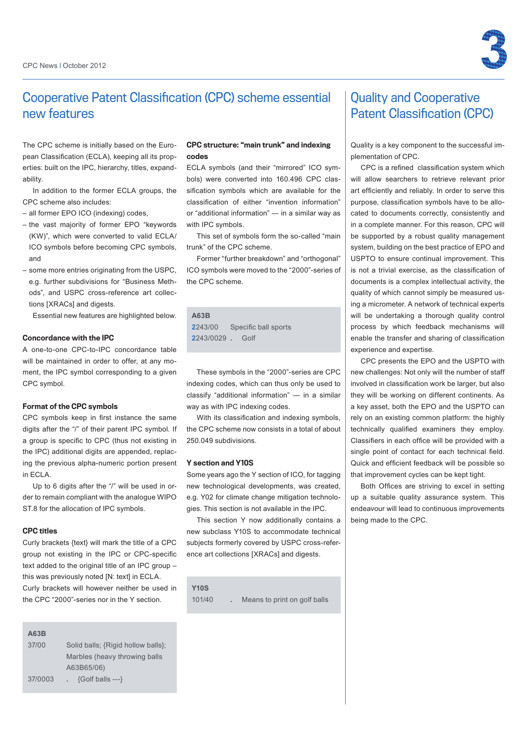# Cooperative Patent Classification (CPC) scheme essential new features

The CPC scheme is initially based on the European Classification (ECLA), keeping all its properties: built on the IPC, hierarchy, titles, expandability.

In addition to the former ECLA groups, the CPC scheme also includes:

- all former EPO ICO (indexing) codes,
- the vast majority of former EPO "keywords (KW)", which were converted to valid ECLA/ICO symbols before becoming CPC symbols, and
- some more entries originating from the USPC, e.g. further subdivisions for "Business Methods", and USPC cross-reference art collections [XRACs] and digests.

Essential new features are highlighted below.

### Concordance with the IPC

A one-to-one CPC-to-IPC concordance table will be maintained in order to offer, at any moment, the IPC symbol corresponding to a given CPC symbol.

### Format of the CPC symbols

CPC symbols keep in first instance the same digits after the "/" of their parent IPC symbol. If a group is specific to CPC (thus not existing in the IPC) additional digits are appended, replacing the previous alpha-numeric portion present in ECLA.

Up to 6 digits after the "/" will be used in order to remain compliant with the analogue WIPO ST.8 for the allocation of IPC symbols.

### CPC titles

Curly brackets {text} will mark the title of a CPC group not existing in the IPC or CPC-specific text added to the original title of an IPC group – this was previously noted [N: text] in ECLA. Curly brackets will however neither be used in the CPC "2000"-series nor in the Y section.

| A63B | |
|---|---|
| 37/00 | Solid balls; {Rigid hollow balls}; Marbles (heavy throwing balls A63B65/06) |
| 37/0003 | . {Golf balls ---} |

### CPC structure: "main trunk" and indexing codes

ECLA symbols (and their "mirrored" ICO symbols) were converted into 160.496 CPC classification symbols which are available for the classification of either "invention information" or "additional information" — in a similar way as with IPC symbols.

This set of symbols form the so-called "main trunk" of the CPC scheme.

Former "further breakdown" and "orthogonal" ICO symbols were moved to the "2000"-series of the CPC scheme.

| A63B | |
|---|---|
| 2243/00 | Specific ball sports |
| 2243/0029 | . Golf |

These symbols in the "2000"-series are CPC indexing codes, which can thus only be used to classify "additional information" — in a similar way as with IPC indexing codes.

With its classification and indexing symbols, the CPC scheme now consists in a total of about 250.049 subdivisions.

### Y section and Y10S

Some years ago the Y section of ICO, for tagging new technological developments, was created, e.g. Y02 for climate change mitigation technologies. This section is not available in the IPC.

This section Y now additionally contains a new subclass Y10S to accommodate technical subjects formerly covered by USPC cross-reference art collections [XRACs] and digests.

| Y10S | |
|---|---|
| 101/40 | . Means to print on golf balls |

# Quality and Cooperative Patent Classification (CPC)

Quality is a key component to the successful implementation of CPC.

CPC is a refined classification system which will allow searchers to retrieve relevant prior art efficiently and reliably. In order to serve this purpose, classification symbols have to be allocated to documents correctly, consistently and in a complete manner. For this reason, CPC will be supported by a robust quality management system, building on the best practice of EPO and USPTO to ensure continual improvement. This is not a trivial exercise, as the classification of documents is a complex intellectual activity, the quality of which cannot simply be measured using a micrometer. A network of technical experts will be undertaking a thorough quality control process by which feedback mechanisms will enable the transfer and sharing of classification experience and expertise.

CPC presents the EPO and the USPTO with new challenges: Not only will the number of staff involved in classification work be larger, but also they will be working on different continents. As a key asset, both the EPO and the USPTO can rely on an existing common platform: the highly technically qualified examiners they employ. Classifiers in each office will be provided with a single point of contact for each technical field. Quick and efficient feedback will be possible so that improvement cycles can be kept tight.

Both Offices are striving to excel in setting up a suitable quality assurance system. This endeavour will lead to continuous improvements being made to the CPC.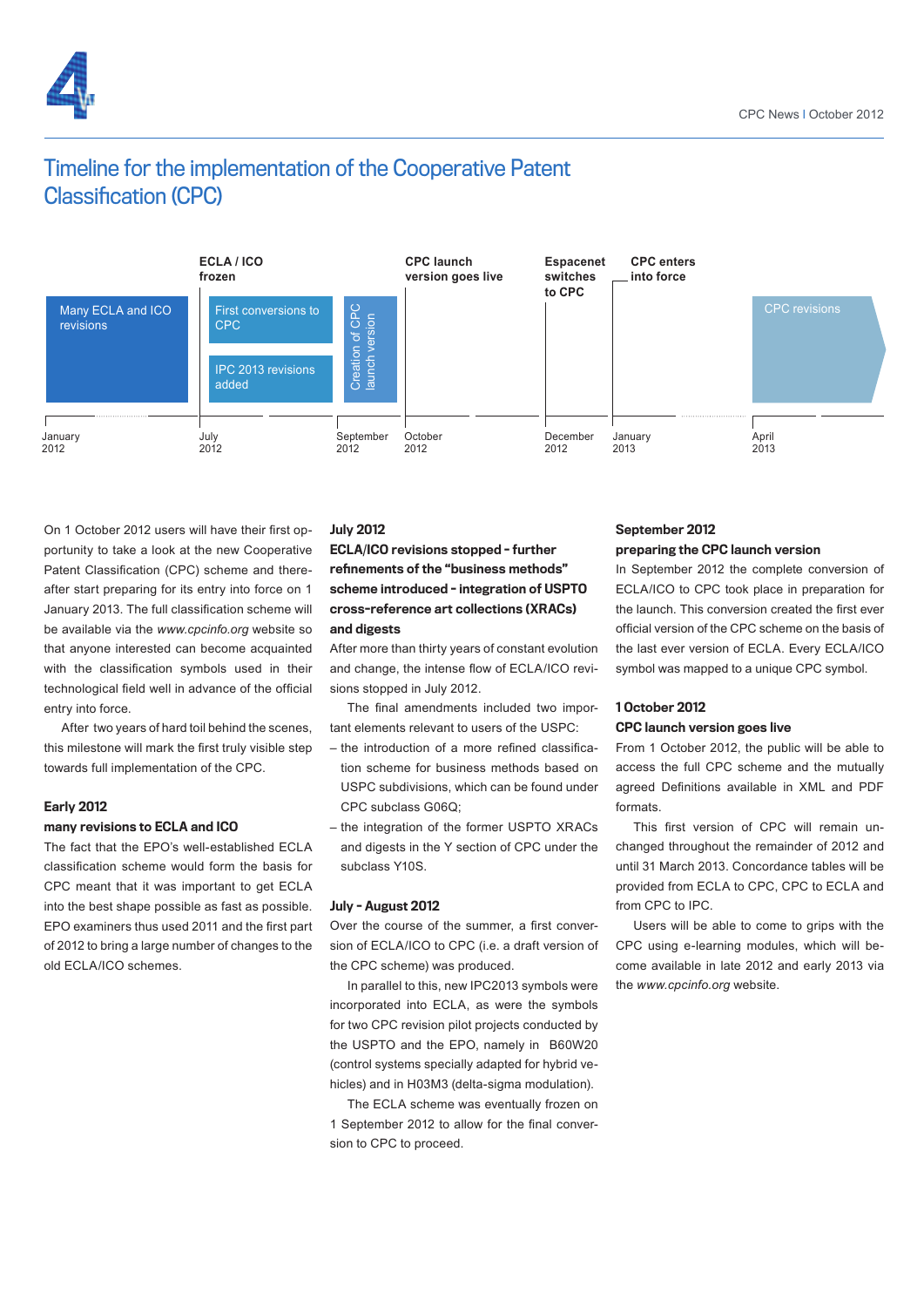# Timeline for the implementation of the Cooperative Patent Classification (CPC)

| January 2012 | July 2012 | September 2012 | October 2012 | December 2012 | January 2013 | April 2013 |
|---|---|---|---|---|---|---|
| Many ECLA and ICO revisions | **ECLA / ICO frozen** — First conversions to CPC; IPC 2013 revisions added | Creation of CPC launch version | **CPC launch version goes live** | **Espacenet switches to CPC** | **CPC enters into force** | CPC revisions |

On 1 October 2012 users will have their first opportunity to take a look at the new Cooperative Patent Classification (CPC) scheme and thereafter start preparing for its entry into force on 1 January 2013. The full classification scheme will be available via the *www.cpcinfo.org* website so that anyone interested can become acquainted with the classification symbols used in their technological field well in advance of the official entry into force.

After two years of hard toil behind the scenes, this milestone will mark the first truly visible step towards full implementation of the CPC.

### Early 2012
### many revisions to ECLA and ICO

The fact that the EPO's well-established ECLA classification scheme would form the basis for CPC meant that it was important to get ECLA into the best shape possible as fast as possible. EPO examiners thus used 2011 and the first part of 2012 to bring a large number of changes to the old ECLA/ICO schemes.

### July 2012
### ECLA/ICO revisions stopped - further refinements of the "business methods" scheme introduced - integration of USPTO cross-reference art collections (XRACs) and digests

After more than thirty years of constant evolution and change, the intense flow of ECLA/ICO revisions stopped in July 2012.

The final amendments included two important elements relevant to users of the USPC:

- the introduction of a more refined classification scheme for business methods based on USPC subdivisions, which can be found under CPC subclass G06Q;
- the integration of the former USPTO XRACs and digests in the Y section of CPC under the subclass Y10S.

### July - August 2012

Over the course of the summer, a first conversion of ECLA/ICO to CPC (i.e. a draft version of the CPC scheme) was produced.

In parallel to this, new IPC2013 symbols were incorporated into ECLA, as were the symbols for two CPC revision pilot projects conducted by the USPTO and the EPO, namely in B60W20 (control systems specially adapted for hybrid vehicles) and in H03M3 (delta-sigma modulation).

The ECLA scheme was eventually frozen on 1 September 2012 to allow for the final conversion to CPC to proceed.

### September 2012
### preparing the CPC launch version

In September 2012 the complete conversion of ECLA/ICO to CPC took place in preparation for the launch. This conversion created the first ever official version of the CPC scheme on the basis of the last ever version of ECLA. Every ECLA/ICO symbol was mapped to a unique CPC symbol.

### 1 October 2012
### CPC launch version goes live

From 1 October 2012, the public will be able to access the full CPC scheme and the mutually agreed Definitions available in XML and PDF formats.

This first version of CPC will remain unchanged throughout the remainder of 2012 and until 31 March 2013. Concordance tables will be provided from ECLA to CPC, CPC to ECLA and from CPC to IPC.

Users will be able to come to grips with the CPC using e-learning modules, which will become available in late 2012 and early 2013 via the *www.cpcinfo.org* website.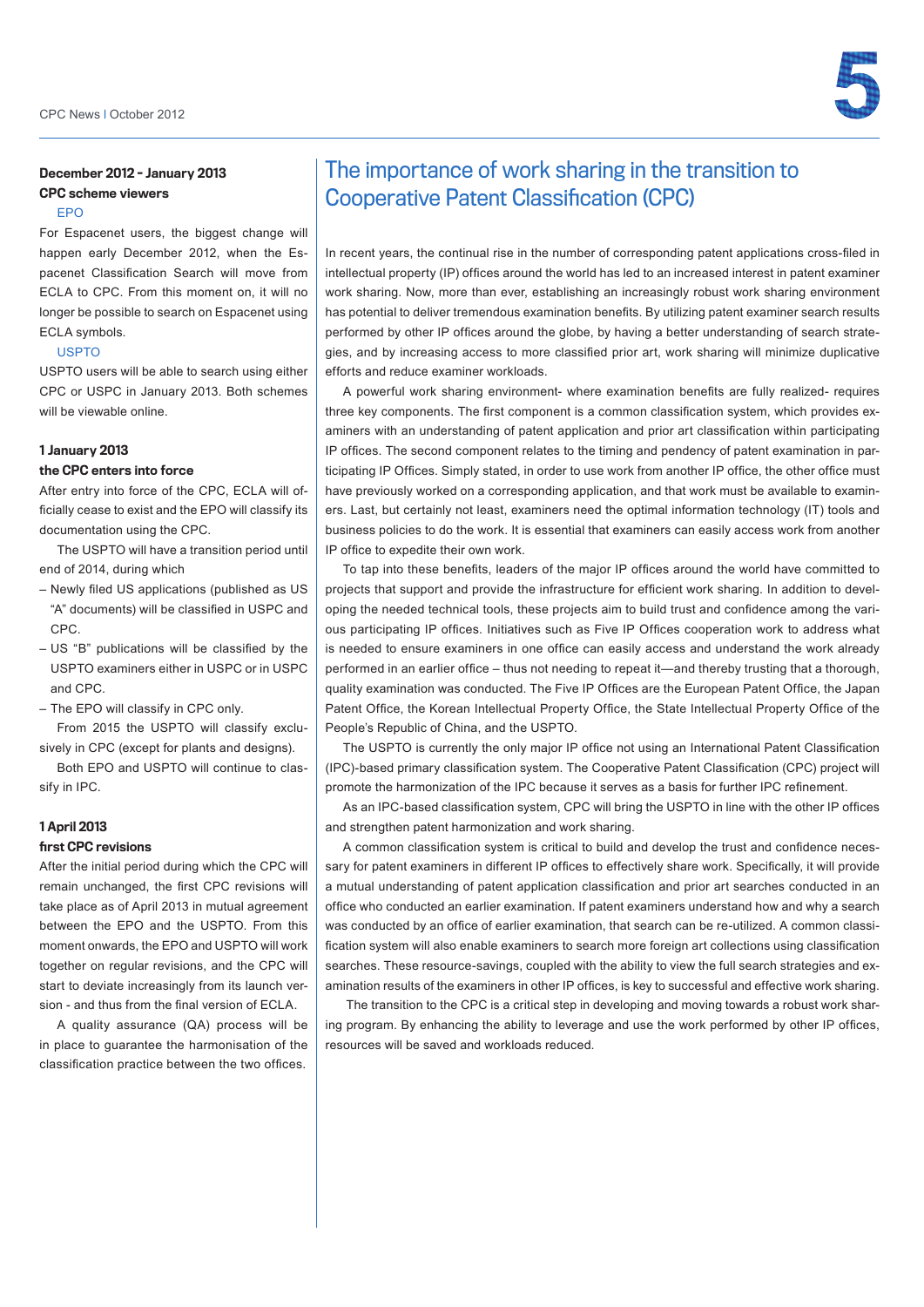### December 2012 - January 2013
### CPC scheme viewers

EPO

For Espacenet users, the biggest change will happen early December 2012, when the Espacenet Classification Search will move from ECLA to CPC. From this moment on, it will no longer be possible to search on Espacenet using ECLA symbols.

USPTO

USPTO users will be able to search using either CPC or USPC in January 2013. Both schemes will be viewable online.

### 1 January 2013
### the CPC enters into force

After entry into force of the CPC, ECLA will officially cease to exist and the EPO will classify its documentation using the CPC.

The USPTO will have a transition period until end of 2014, during which

- Newly filed US applications (published as US "A" documents) will be classified in USPC and CPC.
- US "B" publications will be classified by the USPTO examiners either in USPC or in USPC and CPC.
- The EPO will classify in CPC only.

From 2015 the USPTO will classify exclusively in CPC (except for plants and designs).

Both EPO and USPTO will continue to classify in IPC.

### 1 April 2013
### first CPC revisions

After the initial period during which the CPC will remain unchanged, the first CPC revisions will take place as of April 2013 in mutual agreement between the EPO and the USPTO. From this moment onwards, the EPO and USPTO will work together on regular revisions, and the CPC will start to deviate increasingly from its launch version - and thus from the final version of ECLA.

A quality assurance (QA) process will be in place to guarantee the harmonisation of the classification practice between the two offices.

# The importance of work sharing in the transition to Cooperative Patent Classification (CPC)

In recent years, the continual rise in the number of corresponding patent applications cross-filed in intellectual property (IP) offices around the world has led to an increased interest in patent examiner work sharing. Now, more than ever, establishing an increasingly robust work sharing environment has potential to deliver tremendous examination benefits. By utilizing patent examiner search results performed by other IP offices around the globe, by having a better understanding of search strategies, and by increasing access to more classified prior art, work sharing will minimize duplicative efforts and reduce examiner workloads.

A powerful work sharing environment- where examination benefits are fully realized- requires three key components. The first component is a common classification system, which provides examiners with an understanding of patent application and prior art classification within participating IP offices. The second component relates to the timing and pendency of patent examination in participating IP Offices. Simply stated, in order to use work from another IP office, the other office must have previously worked on a corresponding application, and that work must be available to examiners. Last, but certainly not least, examiners need the optimal information technology (IT) tools and business policies to do the work. It is essential that examiners can easily access work from another IP office to expedite their own work.

To tap into these benefits, leaders of the major IP offices around the world have committed to projects that support and provide the infrastructure for efficient work sharing. In addition to developing the needed technical tools, these projects aim to build trust and confidence among the various participating IP offices. Initiatives such as Five IP Offices cooperation work to address what is needed to ensure examiners in one office can easily access and understand the work already performed in an earlier office – thus not needing to repeat it—and thereby trusting that a thorough, quality examination was conducted. The Five IP Offices are the European Patent Office, the Japan Patent Office, the Korean Intellectual Property Office, the State Intellectual Property Office of the People's Republic of China, and the USPTO.

The USPTO is currently the only major IP office not using an International Patent Classification (IPC)-based primary classification system. The Cooperative Patent Classification (CPC) project will promote the harmonization of the IPC because it serves as a basis for further IPC refinement.

As an IPC-based classification system, CPC will bring the USPTO in line with the other IP offices and strengthen patent harmonization and work sharing.

A common classification system is critical to build and develop the trust and confidence necessary for patent examiners in different IP offices to effectively share work. Specifically, it will provide a mutual understanding of patent application classification and prior art searches conducted in an office who conducted an earlier examination. If patent examiners understand how and why a search was conducted by an office of earlier examination, that search can be re-utilized. A common classification system will also enable examiners to search more foreign art collections using classification searches. These resource-savings, coupled with the ability to view the full search strategies and examination results of the examiners in other IP offices, is key to successful and effective work sharing.

The transition to the CPC is a critical step in developing and moving towards a robust work sharing program. By enhancing the ability to leverage and use the work performed by other IP offices, resources will be saved and workloads reduced.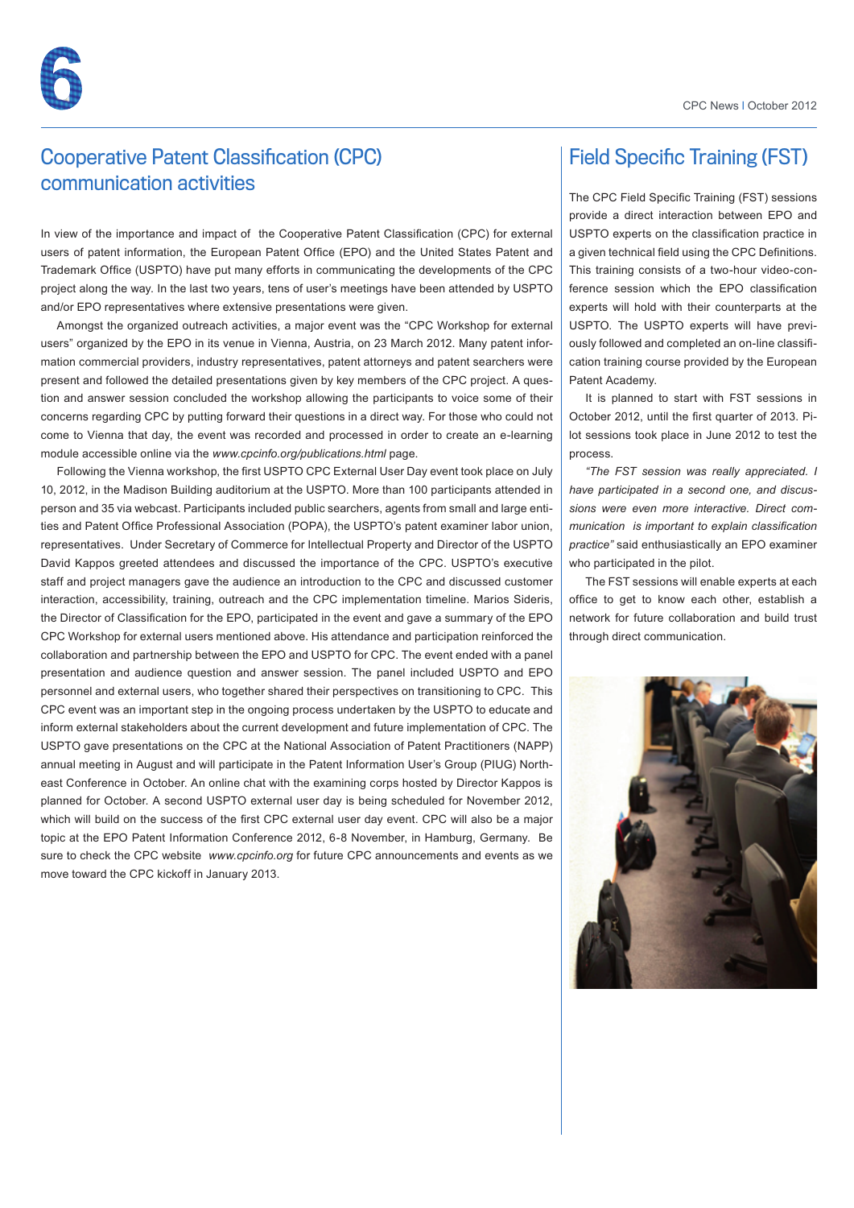## Cooperative Patent Classification (CPC) communication activities

In view of the importance and impact of the Cooperative Patent Classification (CPC) for external users of patent information, the European Patent Office (EPO) and the United States Patent and Trademark Office (USPTO) have put many efforts in communicating the developments of the CPC project along the way. In the last two years, tens of user's meetings have been attended by USPTO and/or EPO representatives where extensive presentations were given.

Amongst the organized outreach activities, a major event was the "CPC Workshop for external users" organized by the EPO in its venue in Vienna, Austria, on 23 March 2012. Many patent information commercial providers, industry representatives, patent attorneys and patent searchers were present and followed the detailed presentations given by key members of the CPC project. A question and answer session concluded the workshop allowing the participants to voice some of their concerns regarding CPC by putting forward their questions in a direct way. For those who could not come to Vienna that day, the event was recorded and processed in order to create an e-learning module accessible online via the *www.cpcinfo.org/publications.html* page.

Following the Vienna workshop, the first USPTO CPC External User Day event took place on July 10, 2012, in the Madison Building auditorium at the USPTO. More than 100 participants attended in person and 35 via webcast. Participants included public searchers, agents from small and large entities and Patent Office Professional Association (POPA), the USPTO's patent examiner labor union, representatives. Under Secretary of Commerce for Intellectual Property and Director of the USPTO David Kappos greeted attendees and discussed the importance of the CPC. USPTO's executive staff and project managers gave the audience an introduction to the CPC and discussed customer interaction, accessibility, training, outreach and the CPC implementation timeline. Marios Sideris, the Director of Classification for the EPO, participated in the event and gave a summary of the EPO CPC Workshop for external users mentioned above. His attendance and participation reinforced the collaboration and partnership between the EPO and USPTO for CPC. The event ended with a panel presentation and audience question and answer session. The panel included USPTO and EPO personnel and external users, who together shared their perspectives on transitioning to CPC. This CPC event was an important step in the ongoing process undertaken by the USPTO to educate and inform external stakeholders about the current development and future implementation of CPC. The USPTO gave presentations on the CPC at the National Association of Patent Practitioners (NAPP) annual meeting in August and will participate in the Patent Information User's Group (PIUG) Northeast Conference in October. An online chat with the examining corps hosted by Director Kappos is planned for October. A second USPTO external user day is being scheduled for November 2012, which will build on the success of the first CPC external user day event. CPC will also be a major topic at the EPO Patent Information Conference 2012, 6-8 November, in Hamburg, Germany. Be sure to check the CPC website *www.cpcinfo.org* for future CPC announcements and events as we move toward the CPC kickoff in January 2013.

## Field Specific Training (FST)

The CPC Field Specific Training (FST) sessions provide a direct interaction between EPO and USPTO experts on the classification practice in a given technical field using the CPC Definitions. This training consists of a two-hour video-conference session which the EPO classification experts will hold with their counterparts at the USPTO. The USPTO experts will have previously followed and completed an on-line classification training course provided by the European Patent Academy.

It is planned to start with FST sessions in October 2012, until the first quarter of 2013. Pilot sessions took place in June 2012 to test the process.

*"The FST session was really appreciated. I have participated in a second one, and discussions were even more interactive. Direct communication is important to explain classification practice"* said enthusiastically an EPO examiner who participated in the pilot.

The FST sessions will enable experts at each office to get to know each other, establish a network for future collaboration and build trust through direct communication.